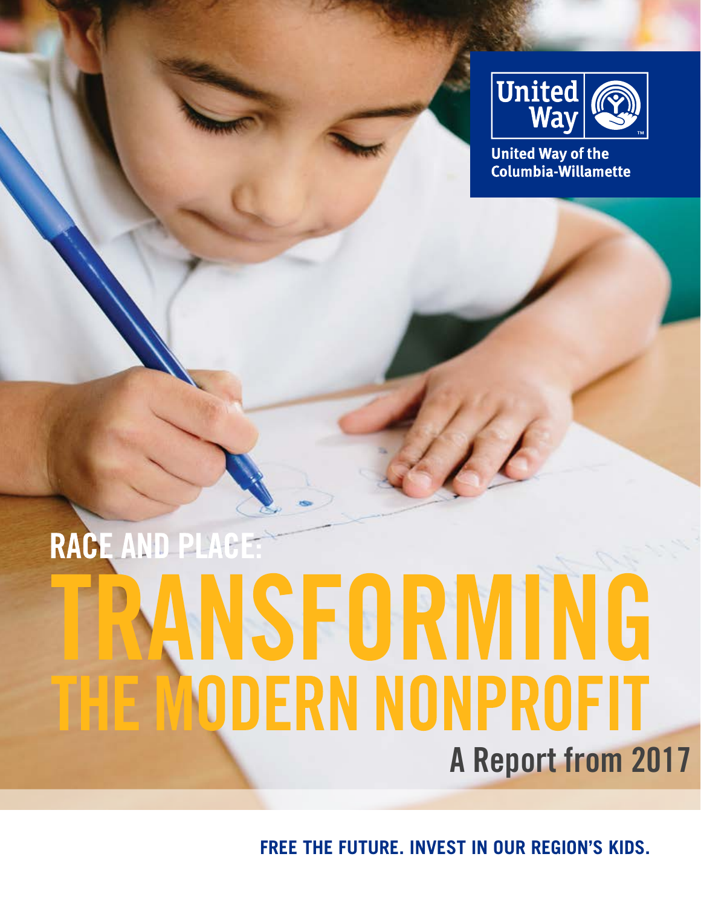United Way

United Way of the Columbia-Willamette

# RACE AND PLACE: TRANSFORMING THE MODERN NONPROFIT

## A Report from 2017

**FREE THE FUTURE. INVEST IN OUR REGION'S KIDS.**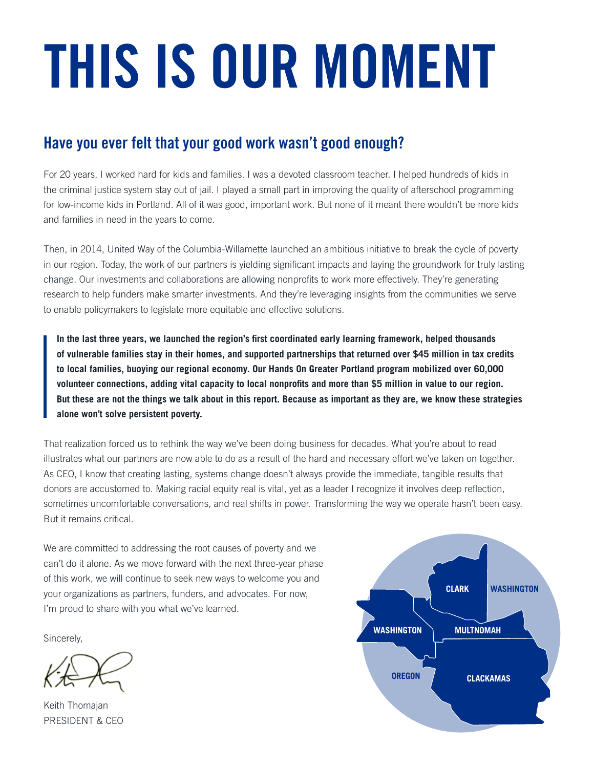# THIS IS OUR MOMENT

## Have you ever felt that your good work wasn't good enough?

For 20 years, I worked hard for kids and families. I was a devoted classroom teacher. I helped hundreds of kids in the criminal justice system stay out of jail. I played a small part in improving the quality of afterschool programming for low-income kids in Portland. All of it was good, important work. But none of it meant there wouldn't be more kids and families in need in the years to come.

Then, in 2014, United Way of the Columbia-Willamette launched an ambitious initiative to break the cycle of poverty in our region. Today, the work of our partners is yielding significant impacts and laying the groundwork for truly lasting change. Our investments and collaborations are allowing nonprofits to work more effectively. They're generating research to help funders make smarter investments. And they're leveraging insights from the communities we serve to enable policymakers to legislate more equitable and effective solutions.

> **In the last three years, we launched the region's first coordinated early learning framework, helped thousands of vulnerable families stay in their homes, and supported partnerships that returned over $45 million in tax credits to local families, buoying our regional economy. Our Hands On Greater Portland program mobilized over 60,000 volunteer connections, adding vital capacity to local nonprofits and more than $5 million in value to our region. But these are not the things we talk about in this report. Because as important as they are, we know these strategies alone won't solve persistent poverty.**

That realization forced us to rethink the way we've been doing business for decades. What you're about to read illustrates what our partners are now able to do as a result of the hard and necessary effort we've taken on together. As CEO, I know that creating lasting, systems change doesn't always provide the immediate, tangible results that donors are accustomed to. Making racial equity real is vital, yet as a leader I recognize it involves deep reflection, sometimes uncomfortable conversations, and real shifts in power. Transforming the way we operate hasn't been easy. But it remains critical.

We are committed to addressing the root causes of poverty and we can't do it alone. As we move forward with the next three-year phase of this work, we will continue to seek new ways to welcome you and your organizations as partners, funders, and advocates. For now, I'm proud to share with you what we've learned.

Sincerely,

Keith Thomajan
PRESIDENT & CEO

CLARK · WASHINGTON · WASHINGTON · MULTNOMAH · OREGON · CLACKAMAS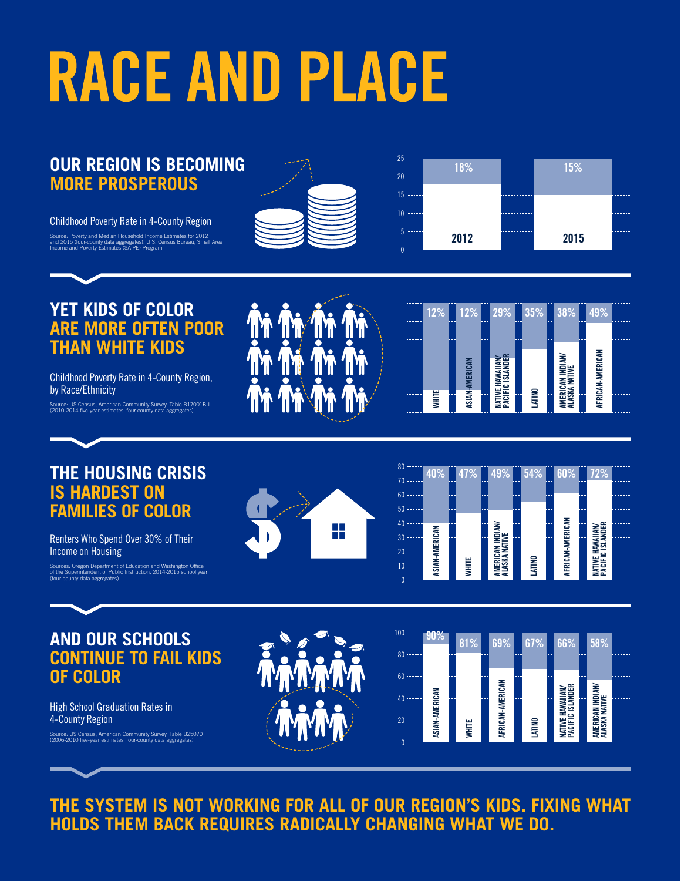# RACE AND PLACE

## OUR REGION IS BECOMING MORE PROSPEROUS

Childhood Poverty Rate in 4-County Region

Source: Poverty and Median Household Income Estimates for 2012 and 2015 (four-county data aggregates). U.S. Census Bureau, Small Area Income and Poverty Estimates (SAIPE) Program

| Year | Childhood Poverty Rate |
|---|---|
| 2012 | 18% |
| 2015 | 15% |

## YET KIDS OF COLOR ARE MORE OFTEN POOR THAN WHITE KIDS

Childhood Poverty Rate in 4-County Region, by Race/Ethnicity

Source: US Census, American Community Survey, Table B17001B-I (2010-2014 five-year estimates, four-county data aggregates)

| Race/Ethnicity | Childhood Poverty Rate |
|---|---|
| White | 12% |
| Asian-American | 12% |
| Native Hawaiian/Pacific Islander | 29% |
| Latino | 35% |
| American Indian/Alaska Native | 38% |
| African-American | 49% |

## THE HOUSING CRISIS IS HARDEST ON FAMILIES OF COLOR

Renters Who Spend Over 30% of Their Income on Housing

Sources: Oregon Department of Education and Washington Office of the Superintendent of Public Instruction. 2014-2015 school year (four-county data aggregates)

| Race/Ethnicity | Renters Spending Over 30% of Income on Housing |
|---|---|
| Asian-American | 40% |
| White | 47% |
| American Indian/Alaska Native | 49% |
| Latino | 54% |
| African-American | 60% |
| Native Hawaiian/Pacific Islander | 72% |

## AND OUR SCHOOLS CONTINUE TO FAIL KIDS OF COLOR

High School Graduation Rates in 4-County Region

Source: US Census, American Community Survey, Table B25070 (2006-2010 five-year estimates, four-county data aggregates)

| Race/Ethnicity | High School Graduation Rate |
|---|---|
| Asian-American | 90% |
| White | 81% |
| African-American | 69% |
| Latino | 67% |
| Native Hawaiian/Pacific Islander | 66% |
| American Indian/Alaska Native | 58% |

**THE SYSTEM IS NOT WORKING FOR ALL OF OUR REGION'S KIDS. FIXING WHAT HOLDS THEM BACK REQUIRES RADICALLY CHANGING WHAT WE DO.**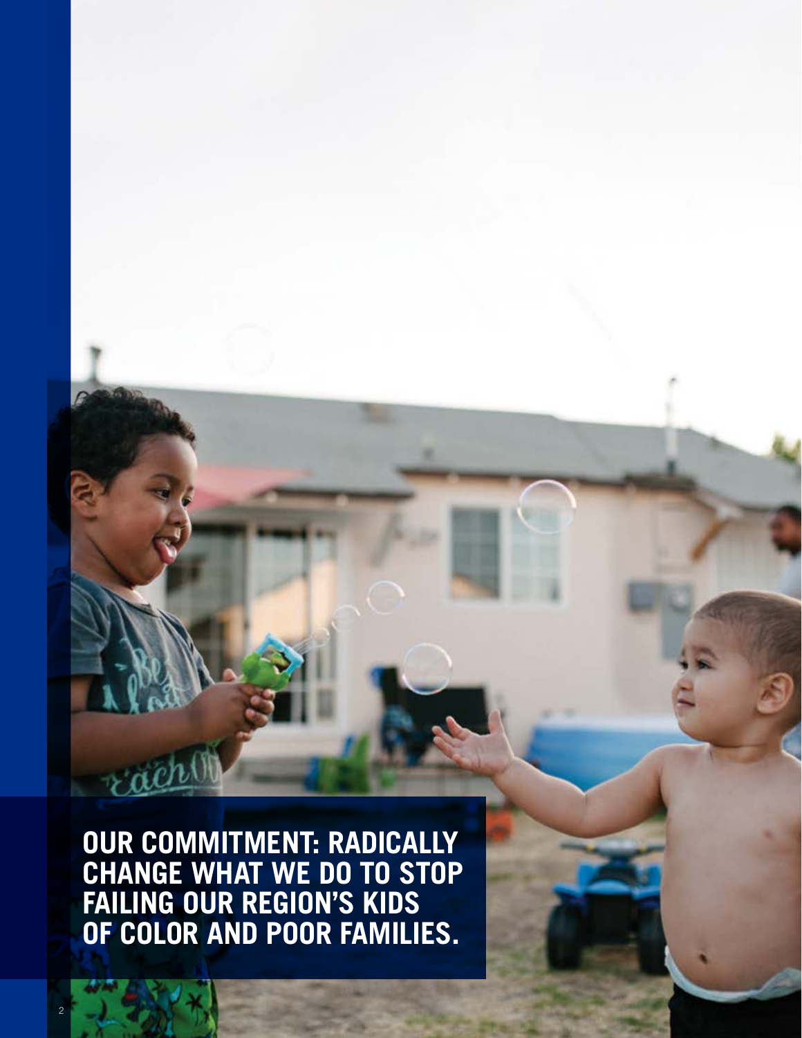**OUR COMMITMENT: RADICALLY CHANGE WHAT WE DO TO STOP FAILING OUR REGION'S KIDS OF COLOR AND POOR FAMILIES.**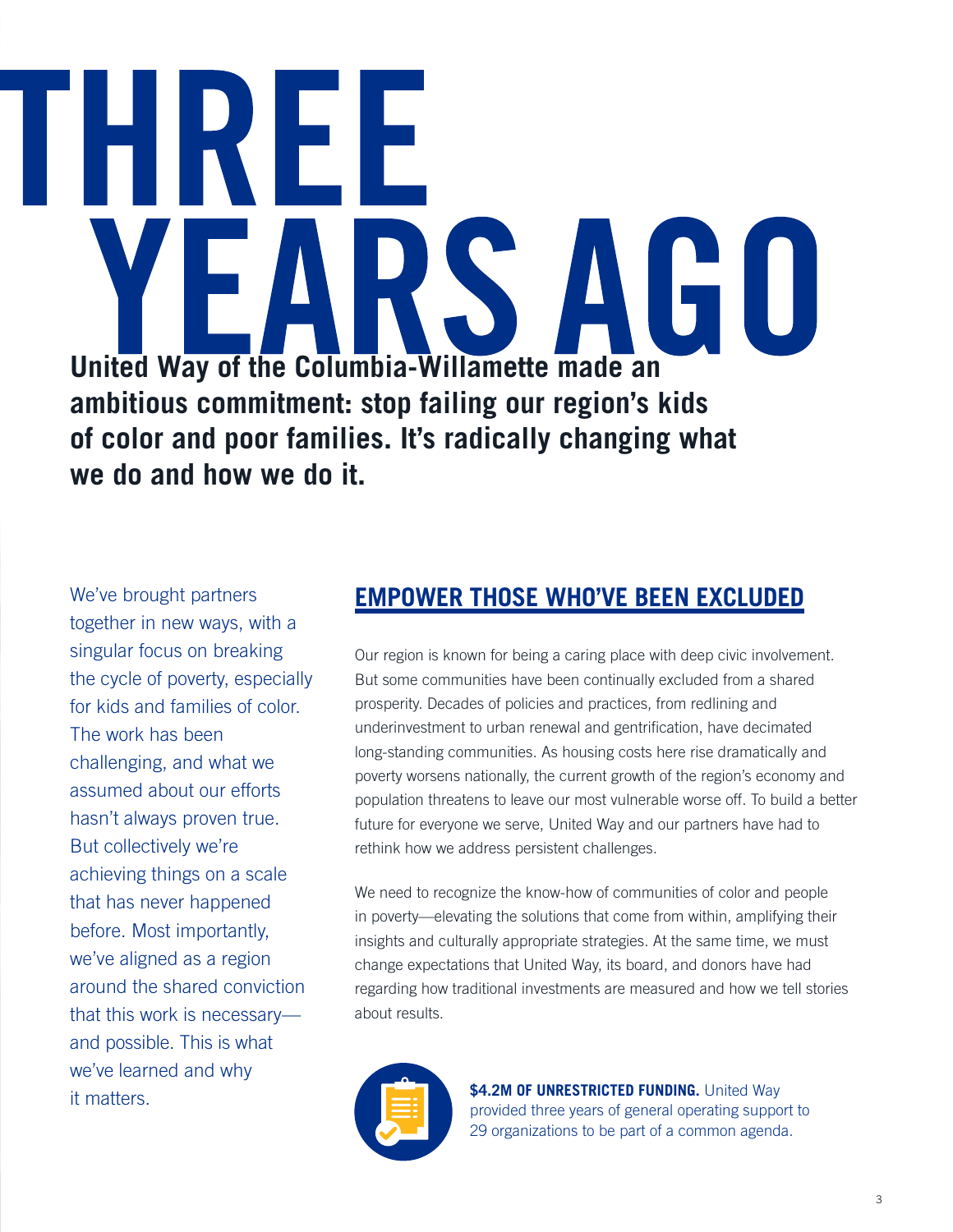# THREE YEARS AGO

**United Way of the Columbia-Willamette made an ambitious commitment: stop failing our region's kids of color and poor families. It's radically changing what we do and how we do it.**

We've brought partners together in new ways, with a singular focus on breaking the cycle of poverty, especially for kids and families of color. The work has been challenging, and what we assumed about our efforts hasn't always proven true. But collectively we're achieving things on a scale that has never happened before. Most importantly, we've aligned as a region around the shared conviction that this work is necessary—and possible. This is what we've learned and why it matters.

## EMPOWER THOSE WHO'VE BEEN EXCLUDED

Our region is known for being a caring place with deep civic involvement. But some communities have been continually excluded from a shared prosperity. Decades of policies and practices, from redlining and underinvestment to urban renewal and gentrification, have decimated long-standing communities. As housing costs here rise dramatically and poverty worsens nationally, the current growth of the region's economy and population threatens to leave our most vulnerable worse off. To build a better future for everyone we serve, United Way and our partners have had to rethink how we address persistent challenges.

We need to recognize the know-how of communities of color and people in poverty—elevating the solutions that come from within, amplifying their insights and culturally appropriate strategies. At the same time, we must change expectations that United Way, its board, and donors have had regarding how traditional investments are measured and how we tell stories about results.

**$4.2M OF UNRESTRICTED FUNDING.** United Way provided three years of general operating support to 29 organizations to be part of a common agenda.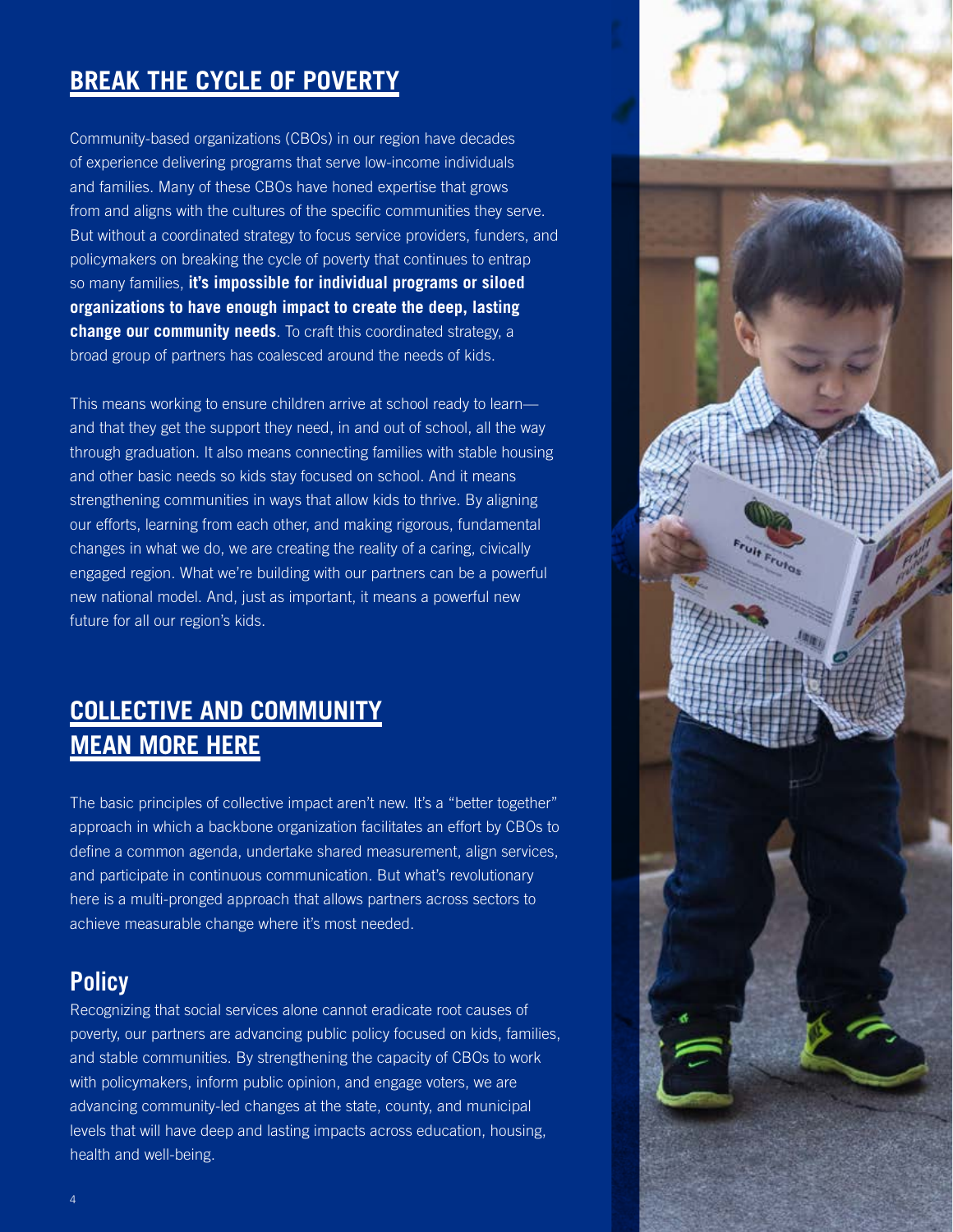## BREAK THE CYCLE OF POVERTY

Community-based organizations (CBOs) in our region have decades of experience delivering programs that serve low-income individuals and families. Many of these CBOs have honed expertise that grows from and aligns with the cultures of the specific communities they serve. But without a coordinated strategy to focus service providers, funders, and policymakers on breaking the cycle of poverty that continues to entrap so many families, **it's impossible for individual programs or siloed organizations to have enough impact to create the deep, lasting change our community needs**. To craft this coordinated strategy, a broad group of partners has coalesced around the needs of kids.

This means working to ensure children arrive at school ready to learn—and that they get the support they need, in and out of school, all the way through graduation. It also means connecting families with stable housing and other basic needs so kids stay focused on school. And it means strengthening communities in ways that allow kids to thrive. By aligning our efforts, learning from each other, and making rigorous, fundamental changes in what we do, we are creating the reality of a caring, civically engaged region. What we're building with our partners can be a powerful new national model. And, just as important, it means a powerful new future for all our region's kids.

## COLLECTIVE AND COMMUNITY MEAN MORE HERE

The basic principles of collective impact aren't new. It's a "better together" approach in which a backbone organization facilitates an effort by CBOs to define a common agenda, undertake shared measurement, align services, and participate in continuous communication. But what's revolutionary here is a multi-pronged approach that allows partners across sectors to achieve measurable change where it's most needed.

### Policy

Recognizing that social services alone cannot eradicate root causes of poverty, our partners are advancing public policy focused on kids, families, and stable communities. By strengthening the capacity of CBOs to work with policymakers, inform public opinion, and engage voters, we are advancing community-led changes at the state, county, and municipal levels that will have deep and lasting impacts across education, housing, health and well-being.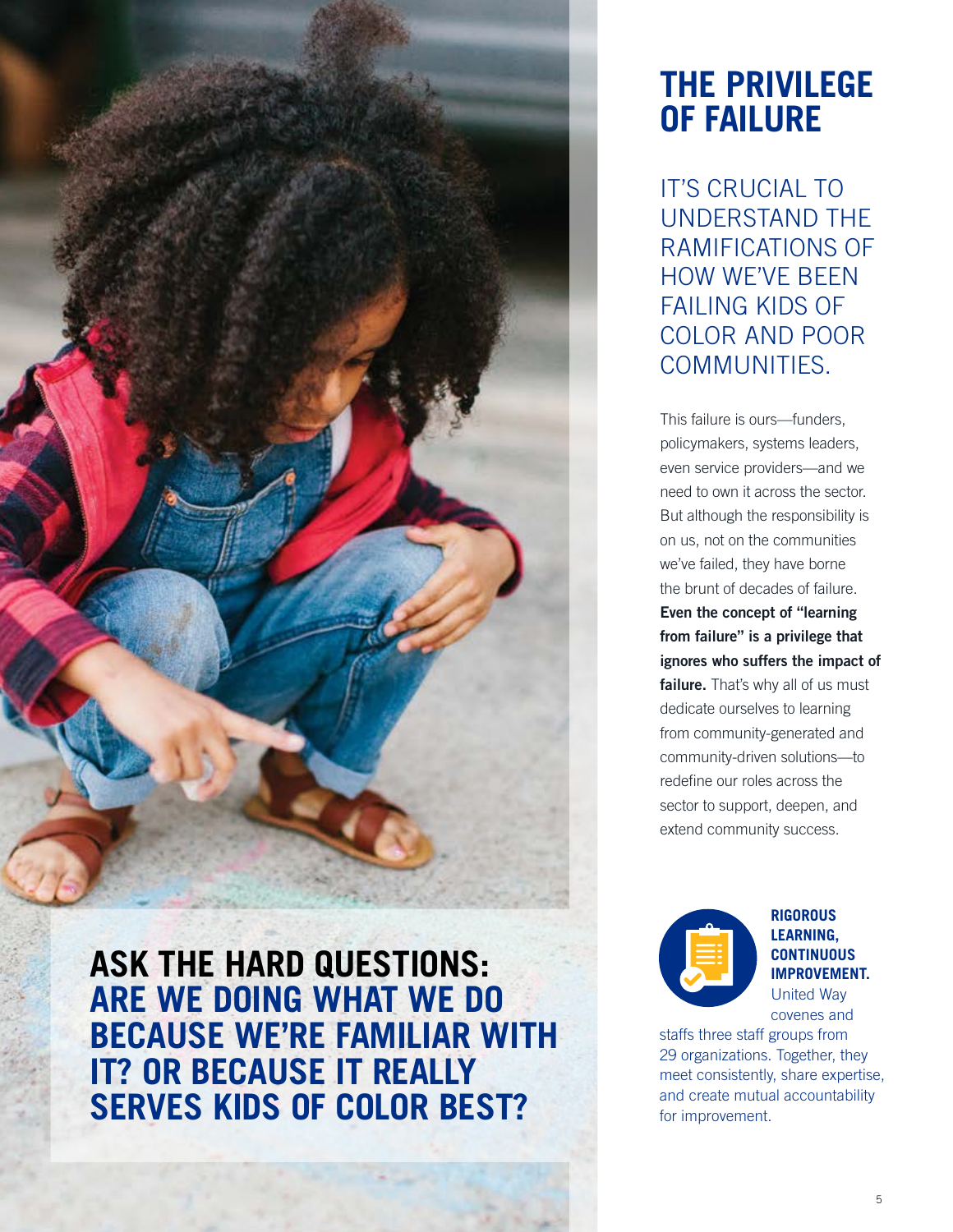# THE PRIVILEGE OF FAILURE

## IT'S CRUCIAL TO UNDERSTAND THE RAMIFICATIONS OF HOW WE'VE BEEN FAILING KIDS OF COLOR AND POOR COMMUNITIES.

This failure is ours—funders, policymakers, systems leaders, even service providers—and we need to own it across the sector. But although the responsibility is on us, not on the communities we've failed, they have borne the brunt of decades of failure. **Even the concept of "learning from failure" is a privilege that ignores who suffers the impact of failure.** That's why all of us must dedicate ourselves to learning from community-generated and community-driven solutions—to redefine our roles across the sector to support, deepen, and extend community success.

**RIGOROUS LEARNING, CONTINUOUS IMPROVEMENT.** United Way covenes and staffs three staff groups from 29 organizations. Together, they meet consistently, share expertise, and create mutual accountability for improvement.

**ASK THE HARD QUESTIONS: ARE WE DOING WHAT WE DO BECAUSE WE'RE FAMILIAR WITH IT? OR BECAUSE IT REALLY SERVES KIDS OF COLOR BEST?**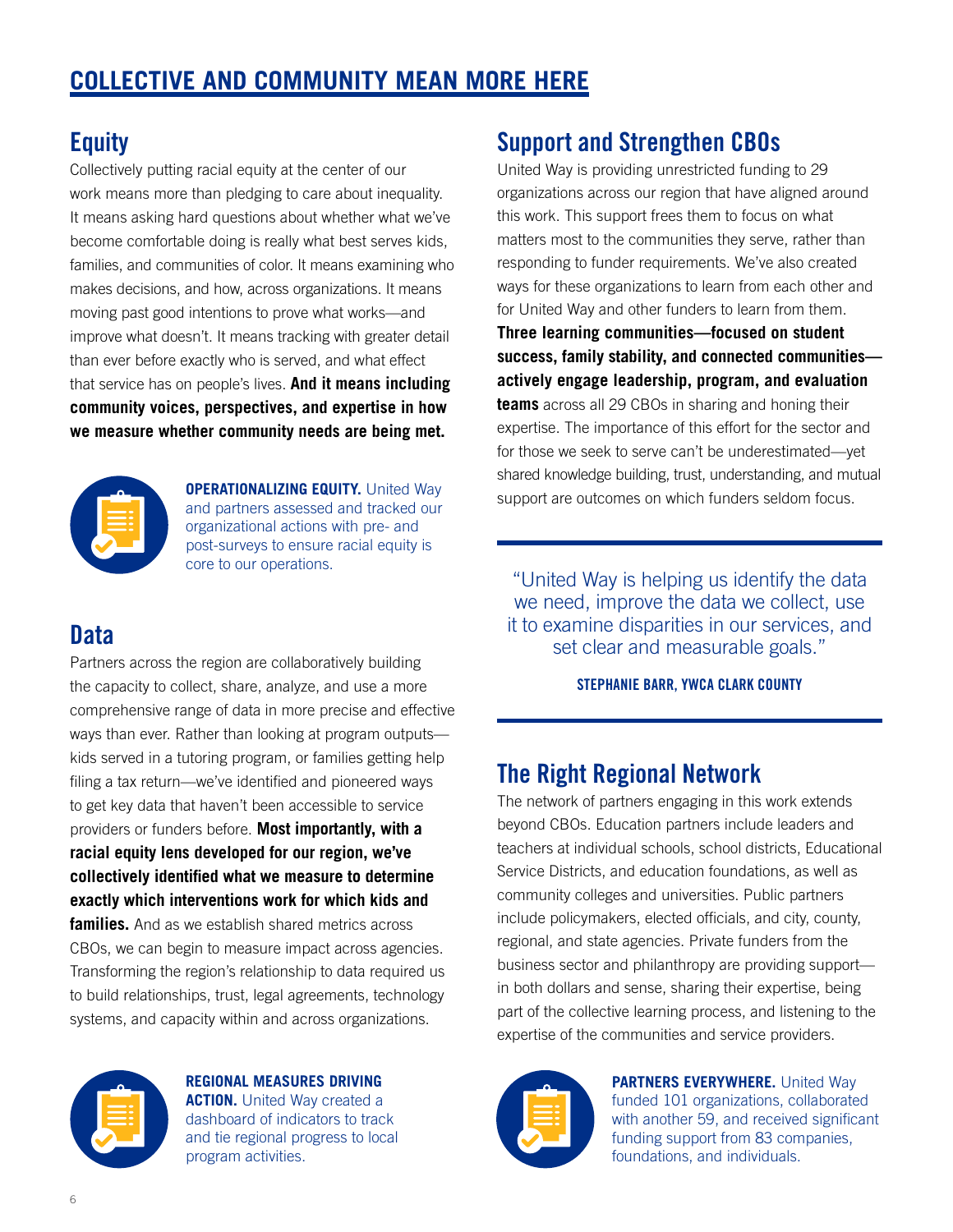# COLLECTIVE AND COMMUNITY MEAN MORE HERE

## Equity

Collectively putting racial equity at the center of our work means more than pledging to care about inequality. It means asking hard questions about whether what we've become comfortable doing is really what best serves kids, families, and communities of color. It means examining who makes decisions, and how, across organizations. It means moving past good intentions to prove what works—and improve what doesn't. It means tracking with greater detail than ever before exactly who is served, and what effect that service has on people's lives. **And it means including community voices, perspectives, and expertise in how we measure whether community needs are being met.**

**OPERATIONALIZING EQUITY.** United Way and partners assessed and tracked our organizational actions with pre- and post-surveys to ensure racial equity is core to our operations.

## Data

Partners across the region are collaboratively building the capacity to collect, share, analyze, and use a more comprehensive range of data in more precise and effective ways than ever. Rather than looking at program outputs—kids served in a tutoring program, or families getting help filing a tax return—we've identified and pioneered ways to get key data that haven't been accessible to service providers or funders before. **Most importantly, with a racial equity lens developed for our region, we've collectively identified what we measure to determine exactly which interventions work for which kids and families.** And as we establish shared metrics across CBOs, we can begin to measure impact across agencies. Transforming the region's relationship to data required us to build relationships, trust, legal agreements, technology systems, and capacity within and across organizations.

**REGIONAL MEASURES DRIVING ACTION.** United Way created a dashboard of indicators to track and tie regional progress to local program activities.

## Support and Strengthen CBOs

United Way is providing unrestricted funding to 29 organizations across our region that have aligned around this work. This support frees them to focus on what matters most to the communities they serve, rather than responding to funder requirements. We've also created ways for these organizations to learn from each other and for United Way and other funders to learn from them. **Three learning communities—focused on student success, family stability, and connected communities—actively engage leadership, program, and evaluation teams** across all 29 CBOs in sharing and honing their expertise. The importance of this effort for the sector and for those we seek to serve can't be underestimated—yet shared knowledge building, trust, understanding, and mutual support are outcomes on which funders seldom focus.

> "United Way is helping us identify the data we need, improve the data we collect, use it to examine disparities in our services, and set clear and measurable goals."
>
> **STEPHANIE BARR, YWCA CLARK COUNTY**

## The Right Regional Network

The network of partners engaging in this work extends beyond CBOs. Education partners include leaders and teachers at individual schools, school districts, Educational Service Districts, and education foundations, as well as community colleges and universities. Public partners include policymakers, elected officials, and city, county, regional, and state agencies. Private funders from the business sector and philanthropy are providing support—in both dollars and sense, sharing their expertise, being part of the collective learning process, and listening to the expertise of the communities and service providers.

**PARTNERS EVERYWHERE.** United Way funded 101 organizations, collaborated with another 59, and received significant funding support from 83 companies, foundations, and individuals.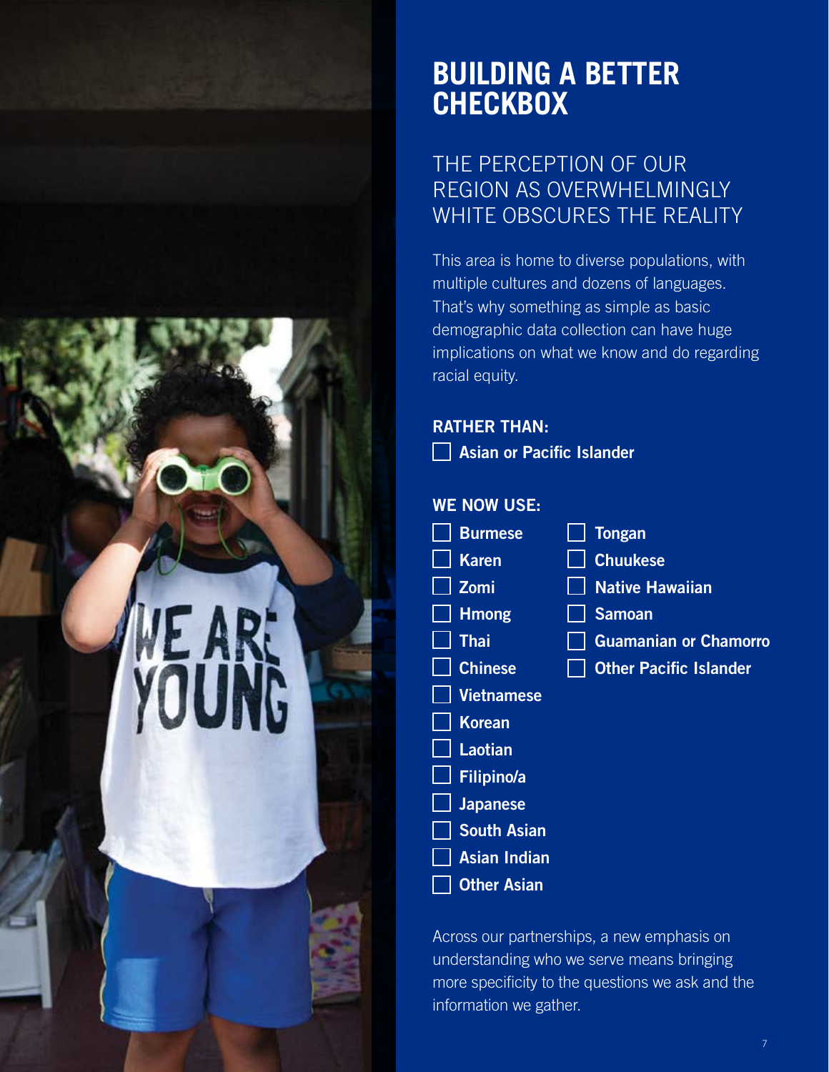# BUILDING A BETTER CHECKBOX

## THE PERCEPTION OF OUR REGION AS OVERWHELMINGLY WHITE OBSCURES THE REALITY

This area is home to diverse populations, with multiple cultures and dozens of languages. That's why something as simple as basic demographic data collection can have huge implications on what we know and do regarding racial equity.

**RATHER THAN:**

- ☐ **Asian or Pacific Islander**

**WE NOW USE:**

- ☐ **Burmese**
- ☐ **Karen**
- ☐ **Zomi**
- ☐ **Hmong**
- ☐ **Thai**
- ☐ **Chinese**
- ☐ **Vietnamese**
- ☐ **Korean**
- ☐ **Laotian**
- ☐ **Filipino/a**
- ☐ **Japanese**
- ☐ **South Asian**
- ☐ **Asian Indian**
- ☐ **Other Asian**
- ☐ **Tongan**
- ☐ **Chuukese**
- ☐ **Native Hawaiian**
- ☐ **Samoan**
- ☐ **Guamanian or Chamorro**
- ☐ **Other Pacific Islander**

Across our partnerships, a new emphasis on understanding who we serve means bringing more specificity to the questions we ask and the information we gather.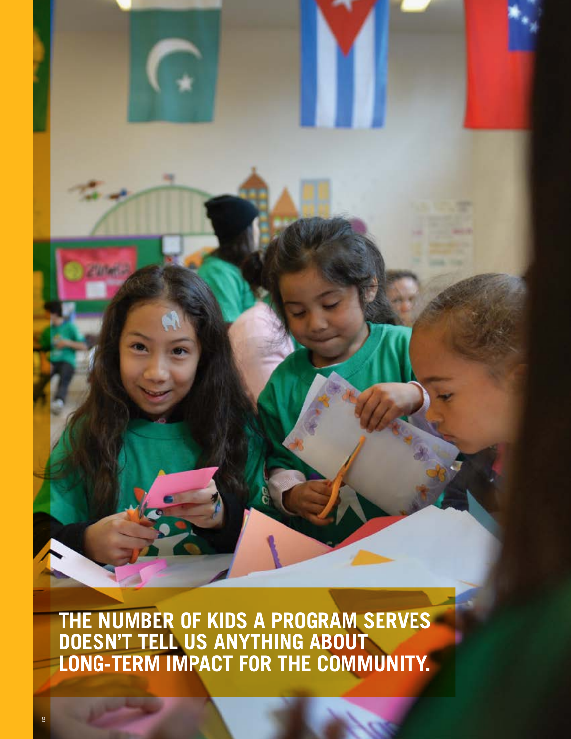THE NUMBER OF KIDS A PROGRAM SERVES DOESN'T TELL US ANYTHING ABOUT LONG-TERM IMPACT FOR THE COMMUNITY.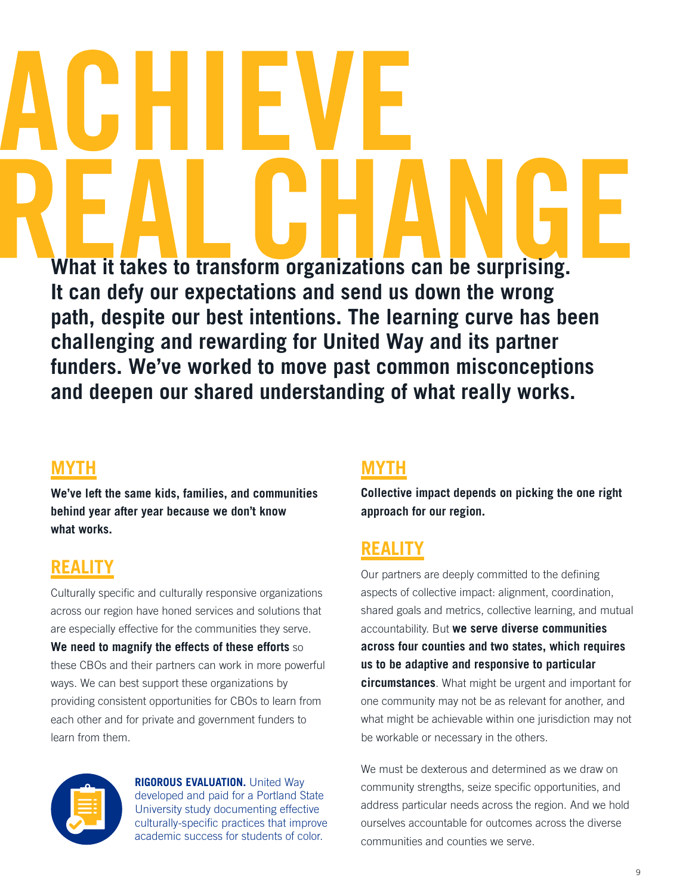# ACHIEVE REAL CHANGE

**What it takes to transform organizations can be surprising. It can defy our expectations and send us down the wrong path, despite our best intentions. The learning curve has been challenging and rewarding for United Way and its partner funders. We've worked to move past common misconceptions and deepen our shared understanding of what really works.**

## MYTH

**We've left the same kids, families, and communities behind year after year because we don't know what works.**

## REALITY

Culturally specific and culturally responsive organizations across our region have honed services and solutions that are especially effective for the communities they serve. **We need to magnify the effects of these efforts** so these CBOs and their partners can work in more powerful ways. We can best support these organizations by providing consistent opportunities for CBOs to learn from each other and for private and government funders to learn from them.

**RIGOROUS EVALUATION.** United Way developed and paid for a Portland State University study documenting effective culturally-specific practices that improve academic success for students of color.

## MYTH

**Collective impact depends on picking the one right approach for our region.**

## REALITY

Our partners are deeply committed to the defining aspects of collective impact: alignment, coordination, shared goals and metrics, collective learning, and mutual accountability. But **we serve diverse communities across four counties and two states, which requires us to be adaptive and responsive to particular circumstances**. What might be urgent and important for one community may not be as relevant for another, and what might be achievable within one jurisdiction may not be workable or necessary in the others.

We must be dexterous and determined as we draw on community strengths, seize specific opportunities, and address particular needs across the region. And we hold ourselves accountable for outcomes across the diverse communities and counties we serve.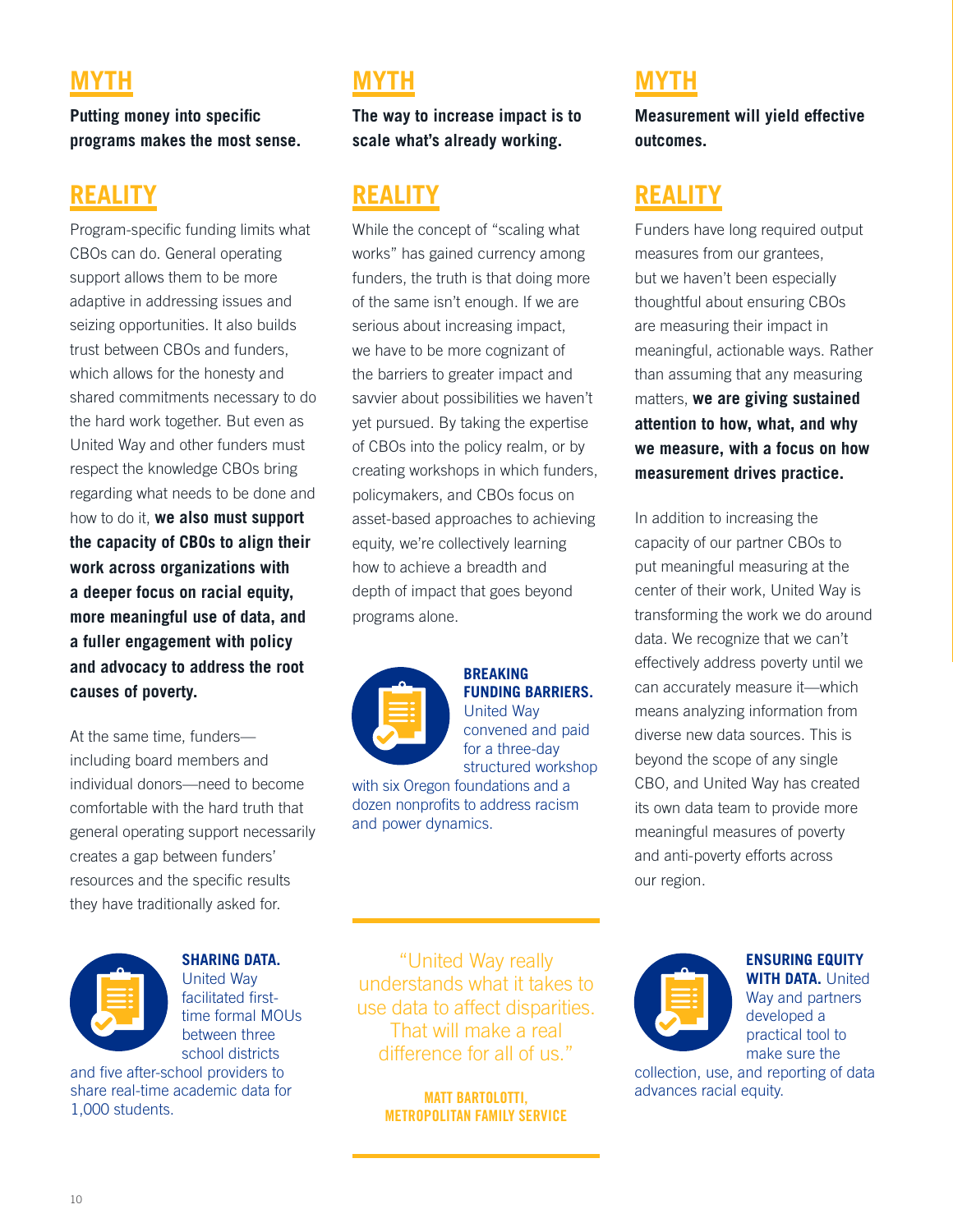## MYTH

**Putting money into specific programs makes the most sense.**

## REALITY

Program-specific funding limits what CBOs can do. General operating support allows them to be more adaptive in addressing issues and seizing opportunities. It also builds trust between CBOs and funders, which allows for the honesty and shared commitments necessary to do the hard work together. But even as United Way and other funders must respect the knowledge CBOs bring regarding what needs to be done and how to do it, **we also must support the capacity of CBOs to align their work across organizations with a deeper focus on racial equity, more meaningful use of data, and a fuller engagement with policy and advocacy to address the root causes of poverty.**

At the same time, funders—including board members and individual donors—need to become comfortable with the hard truth that general operating support necessarily creates a gap between funders' resources and the specific results they have traditionally asked for.

**SHARING DATA.** United Way facilitated first-time formal MOUs between three school districts and five after-school providers to share real-time academic data for 1,000 students.

## MYTH

**The way to increase impact is to scale what's already working.**

## REALITY

While the concept of "scaling what works" has gained currency among funders, the truth is that doing more of the same isn't enough. If we are serious about increasing impact, we have to be more cognizant of the barriers to greater impact and savvier about possibilities we haven't yet pursued. By taking the expertise of CBOs into the policy realm, or by creating workshops in which funders, policymakers, and CBOs focus on asset-based approaches to achieving equity, we're collectively learning how to achieve a breadth and depth of impact that goes beyond programs alone.

**BREAKING FUNDING BARRIERS.** United Way convened and paid for a three-day structured workshop with six Oregon foundations and a dozen nonprofits to address racism and power dynamics.

> "United Way really understands what it takes to use data to affect disparities. That will make a real difference for all of us."
>
> **MATT BARTOLOTTI, METROPOLITAN FAMILY SERVICE**

## MYTH

**Measurement will yield effective outcomes.**

## REALITY

Funders have long required output measures from our grantees, but we haven't been especially thoughtful about ensuring CBOs are measuring their impact in meaningful, actionable ways. Rather than assuming that any measuring matters, **we are giving sustained attention to how, what, and why we measure, with a focus on how measurement drives practice.**

In addition to increasing the capacity of our partner CBOs to put meaningful measuring at the center of their work, United Way is transforming the work we do around data. We recognize that we can't effectively address poverty until we can accurately measure it—which means analyzing information from diverse new data sources. This is beyond the scope of any single CBO, and United Way has created its own data team to provide more meaningful measures of poverty and anti-poverty efforts across our region.

**ENSURING EQUITY WITH DATA.** United Way and partners developed a practical tool to make sure the collection, use, and reporting of data advances racial equity.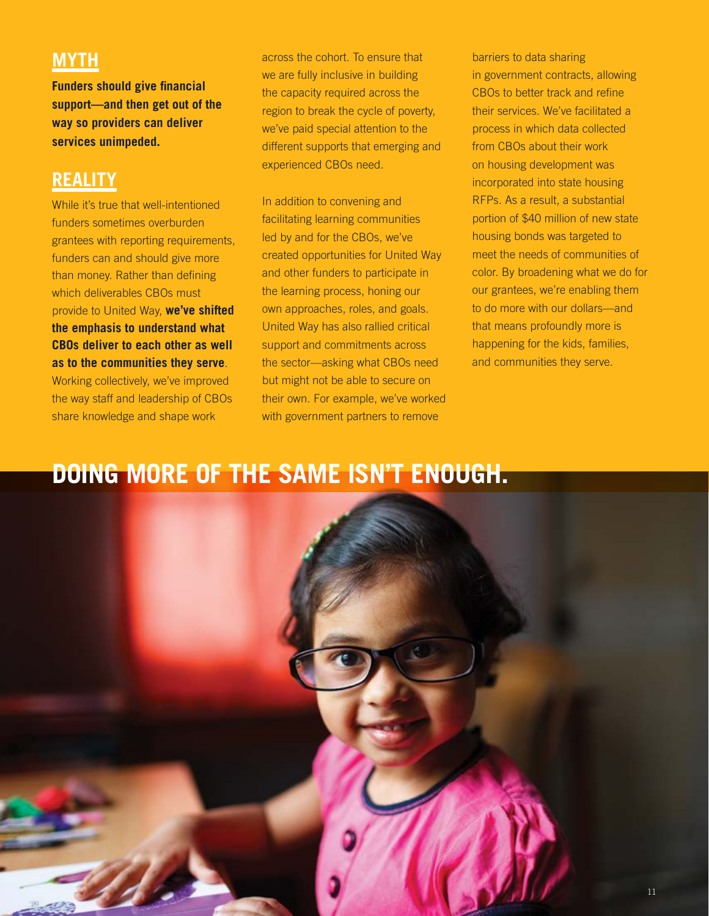## MYTH

**Funders should give financial support—and then get out of the way so providers can deliver services unimpeded.**

## REALITY

While it's true that well-intentioned funders sometimes overburden grantees with reporting requirements, funders can and should give more than money. Rather than defining which deliverables CBOs must provide to United Way, **we've shifted the emphasis to understand what CBOs deliver to each other as well as to the communities they serve**. Working collectively, we've improved the way staff and leadership of CBOs share knowledge and shape work across the cohort. To ensure that we are fully inclusive in building the capacity required across the region to break the cycle of poverty, we've paid special attention to the different supports that emerging and experienced CBOs need.

In addition to convening and facilitating learning communities led by and for the CBOs, we've created opportunities for United Way and other funders to participate in the learning process, honing our own approaches, roles, and goals. United Way has also rallied critical support and commitments across the sector—asking what CBOs need but might not be able to secure on their own. For example, we've worked with government partners to remove barriers to data sharing in government contracts, allowing CBOs to better track and refine their services. We've facilitated a process in which data collected from CBOs about their work on housing development was incorporated into state housing RFPs. As a result, a substantial portion of $40 million of new state housing bonds was targeted to meet the needs of communities of color. By broadening what we do for our grantees, we're enabling them to do more with our dollars—and that means profoundly more is happening for the kids, families, and communities they serve.

# DOING MORE OF THE SAME ISN'T ENOUGH.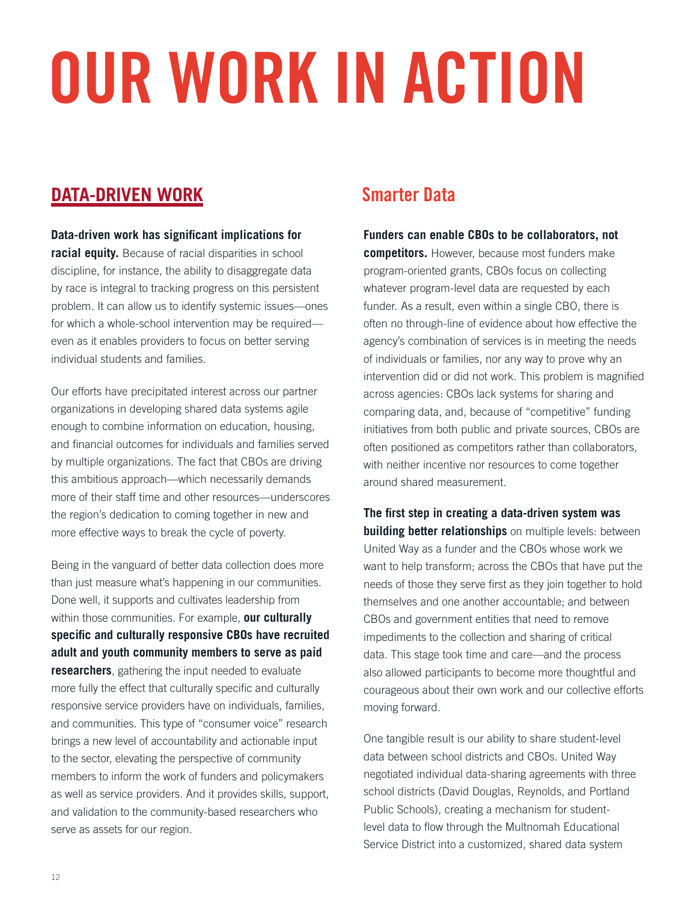# OUR WORK IN ACTION

## DATA-DRIVEN WORK

**Data-driven work has significant implications for racial equity.** Because of racial disparities in school discipline, for instance, the ability to disaggregate data by race is integral to tracking progress on this persistent problem. It can allow us to identify systemic issues—ones for which a whole-school intervention may be required—even as it enables providers to focus on better serving individual students and families.

Our efforts have precipitated interest across our partner organizations in developing shared data systems agile enough to combine information on education, housing, and financial outcomes for individuals and families served by multiple organizations. The fact that CBOs are driving this ambitious approach—which necessarily demands more of their staff time and other resources—underscores the region's dedication to coming together in new and more effective ways to break the cycle of poverty.

Being in the vanguard of better data collection does more than just measure what's happening in our communities. Done well, it supports and cultivates leadership from within those communities. For example, **our culturally specific and culturally responsive CBOs have recruited adult and youth community members to serve as paid researchers**, gathering the input needed to evaluate more fully the effect that culturally specific and culturally responsive service providers have on individuals, families, and communities. This type of "consumer voice" research brings a new level of accountability and actionable input to the sector, elevating the perspective of community members to inform the work of funders and policymakers as well as service providers. And it provides skills, support, and validation to the community-based researchers who serve as assets for our region.

## Smarter Data

**Funders can enable CBOs to be collaborators, not competitors.** However, because most funders make program-oriented grants, CBOs focus on collecting whatever program-level data are requested by each funder. As a result, even within a single CBO, there is often no through-line of evidence about how effective the agency's combination of services is in meeting the needs of individuals or families, nor any way to prove why an intervention did or did not work. This problem is magnified across agencies: CBOs lack systems for sharing and comparing data, and, because of "competitive" funding initiatives from both public and private sources, CBOs are often positioned as competitors rather than collaborators, with neither incentive nor resources to come together around shared measurement.

**The first step in creating a data-driven system was building better relationships** on multiple levels: between United Way as a funder and the CBOs whose work we want to help transform; across the CBOs that have put the needs of those they serve first as they join together to hold themselves and one another accountable; and between CBOs and government entities that need to remove impediments to the collection and sharing of critical data. This stage took time and care—and the process also allowed participants to become more thoughtful and courageous about their own work and our collective efforts moving forward.

One tangible result is our ability to share student-level data between school districts and CBOs. United Way negotiated individual data-sharing agreements with three school districts (David Douglas, Reynolds, and Portland Public Schools), creating a mechanism for student-level data to flow through the Multnomah Educational Service District into a customized, shared data system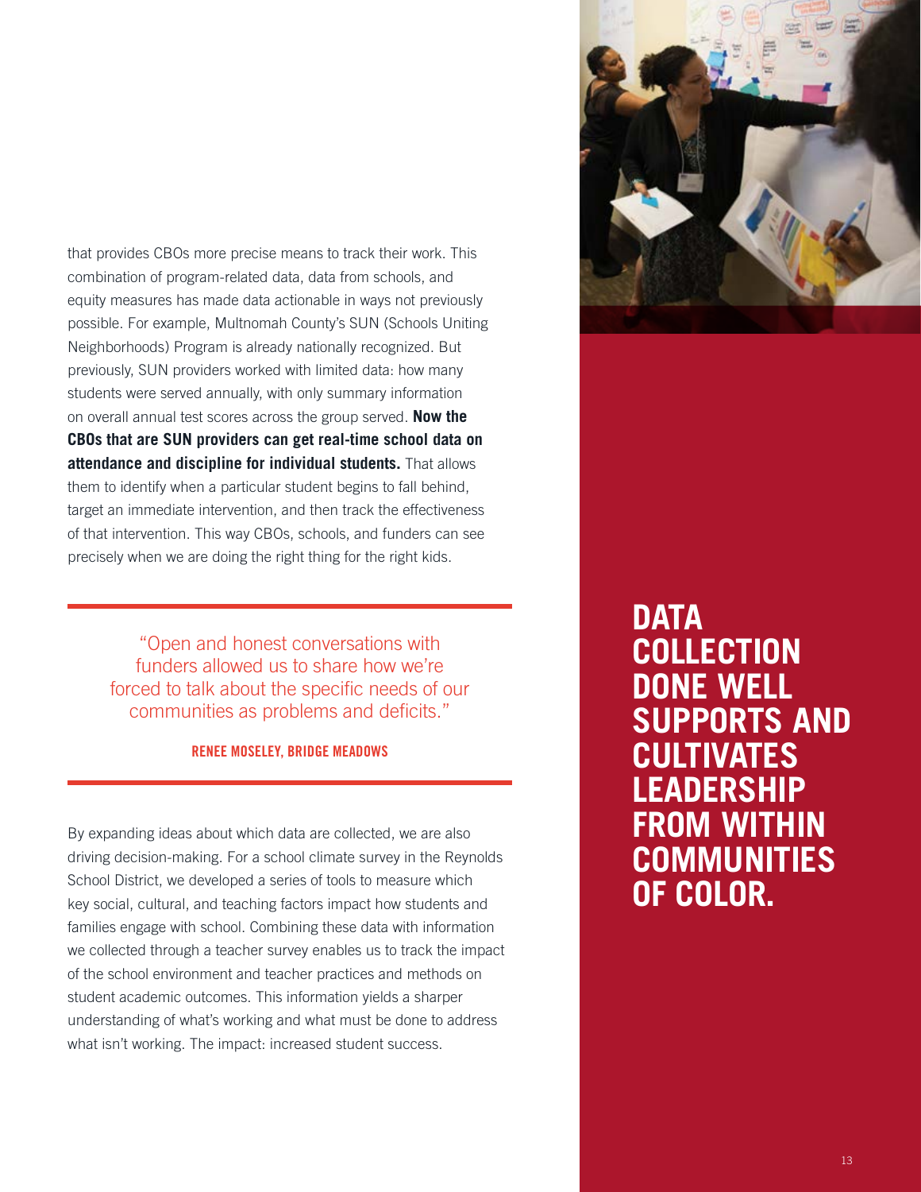that provides CBOs more precise means to track their work. This combination of program-related data, data from schools, and equity measures has made data actionable in ways not previously possible. For example, Multnomah County's SUN (Schools Uniting Neighborhoods) Program is already nationally recognized. But previously, SUN providers worked with limited data: how many students were served annually, with only summary information on overall annual test scores across the group served. **Now the CBOs that are SUN providers can get real-time school data on attendance and discipline for individual students.** That allows them to identify when a particular student begins to fall behind, target an immediate intervention, and then track the effectiveness of that intervention. This way CBOs, schools, and funders can see precisely when we are doing the right thing for the right kids.

> "Open and honest conversations with funders allowed us to share how we're forced to talk about the specific needs of our communities as problems and deficits."
>
> **RENEE MOSELEY, BRIDGE MEADOWS**

By expanding ideas about which data are collected, we are also driving decision-making. For a school climate survey in the Reynolds School District, we developed a series of tools to measure which key social, cultural, and teaching factors impact how students and families engage with school. Combining these data with information we collected through a teacher survey enables us to track the impact of the school environment and teacher practices and methods on student academic outcomes. This information yields a sharper understanding of what's working and what must be done to address what isn't working. The impact: increased student success.

## DATA COLLECTION DONE WELL SUPPORTS AND CULTIVATES LEADERSHIP FROM WITHIN COMMUNITIES OF COLOR.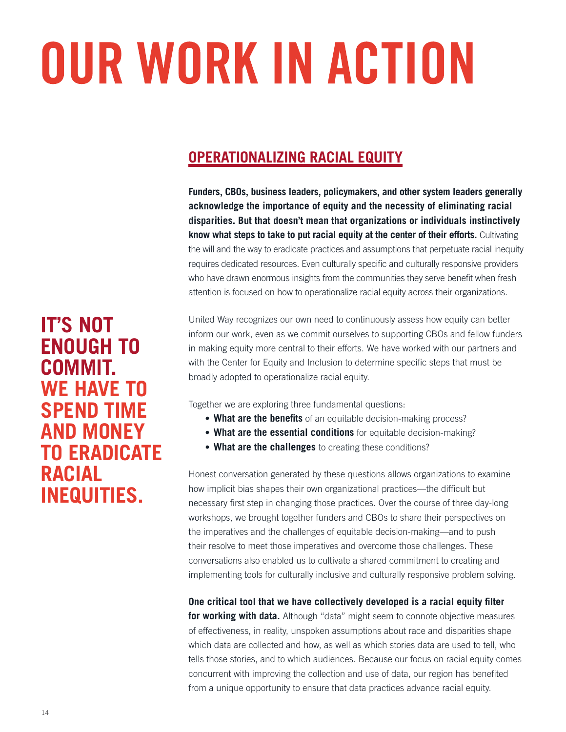# OUR WORK IN ACTION

## OPERATIONALIZING RACIAL EQUITY

**IT'S NOT ENOUGH TO COMMIT. WE HAVE TO SPEND TIME AND MONEY TO ERADICATE RACIAL INEQUITIES.**

**Funders, CBOs, business leaders, policymakers, and other system leaders generally acknowledge the importance of equity and the necessity of eliminating racial disparities. But that doesn't mean that organizations or individuals instinctively know what steps to take to put racial equity at the center of their efforts.** Cultivating the will and the way to eradicate practices and assumptions that perpetuate racial inequity requires dedicated resources. Even culturally specific and culturally responsive providers who have drawn enormous insights from the communities they serve benefit when fresh attention is focused on how to operationalize racial equity across their organizations.

United Way recognizes our own need to continuously assess how equity can better inform our work, even as we commit ourselves to supporting CBOs and fellow funders in making equity more central to their efforts. We have worked with our partners and with the Center for Equity and Inclusion to determine specific steps that must be broadly adopted to operationalize racial equity.

Together we are exploring three fundamental questions:

- **What are the benefits** of an equitable decision-making process?
- **What are the essential conditions** for equitable decision-making?
- **What are the challenges** to creating these conditions?

Honest conversation generated by these questions allows organizations to examine how implicit bias shapes their own organizational practices—the difficult but necessary first step in changing those practices. Over the course of three day-long workshops, we brought together funders and CBOs to share their perspectives on the imperatives and the challenges of equitable decision-making—and to push their resolve to meet those imperatives and overcome those challenges. These conversations also enabled us to cultivate a shared commitment to creating and implementing tools for culturally inclusive and culturally responsive problem solving.

**One critical tool that we have collectively developed is a racial equity filter for working with data.** Although "data" might seem to connote objective measures of effectiveness, in reality, unspoken assumptions about race and disparities shape which data are collected and how, as well as which stories data are used to tell, who tells those stories, and to which audiences. Because our focus on racial equity comes concurrent with improving the collection and use of data, our region has benefited from a unique opportunity to ensure that data practices advance racial equity.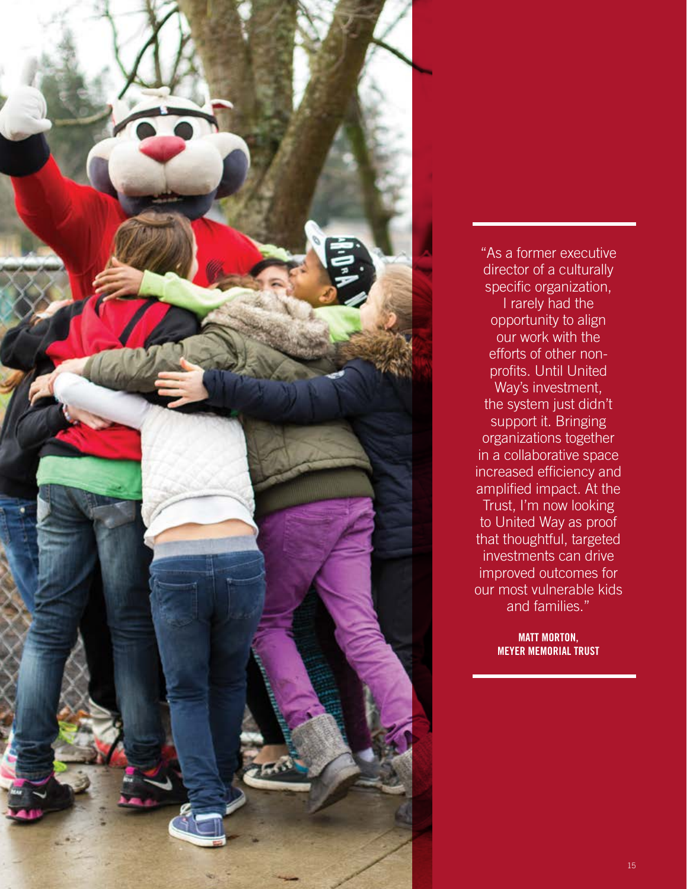"As a former executive director of a culturally specific organization, I rarely had the opportunity to align our work with the efforts of other non-profits. Until United Way's investment, the system just didn't support it. Bringing organizations together in a collaborative space increased efficiency and amplified impact. At the Trust, I'm now looking to United Way as proof that thoughtful, targeted investments can drive improved outcomes for our most vulnerable kids and families."

**MATT MORTON,**
**MEYER MEMORIAL TRUST**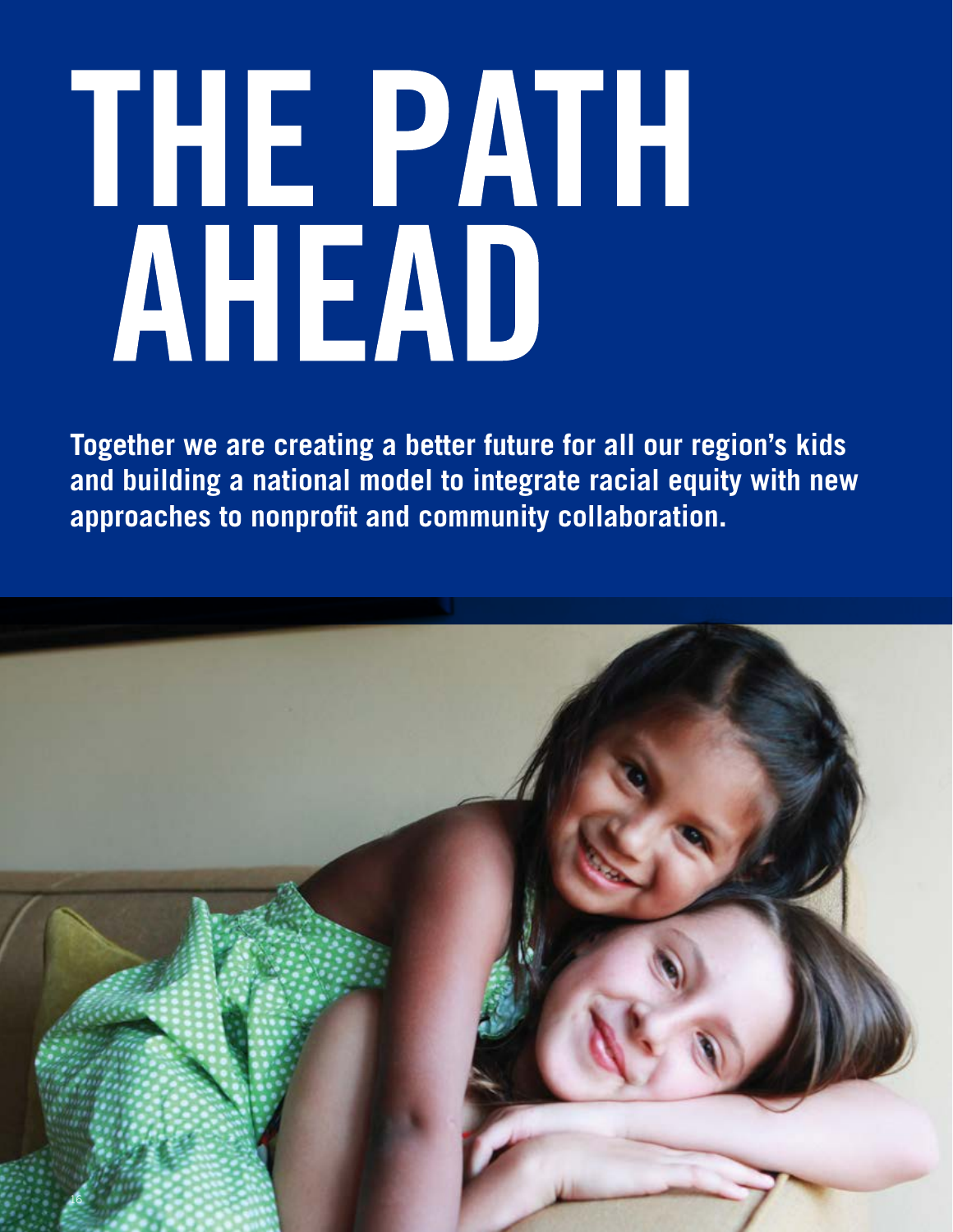# THE PATH AHEAD

**Together we are creating a better future for all our region's kids and building a national model to integrate racial equity with new approaches to nonprofit and community collaboration.**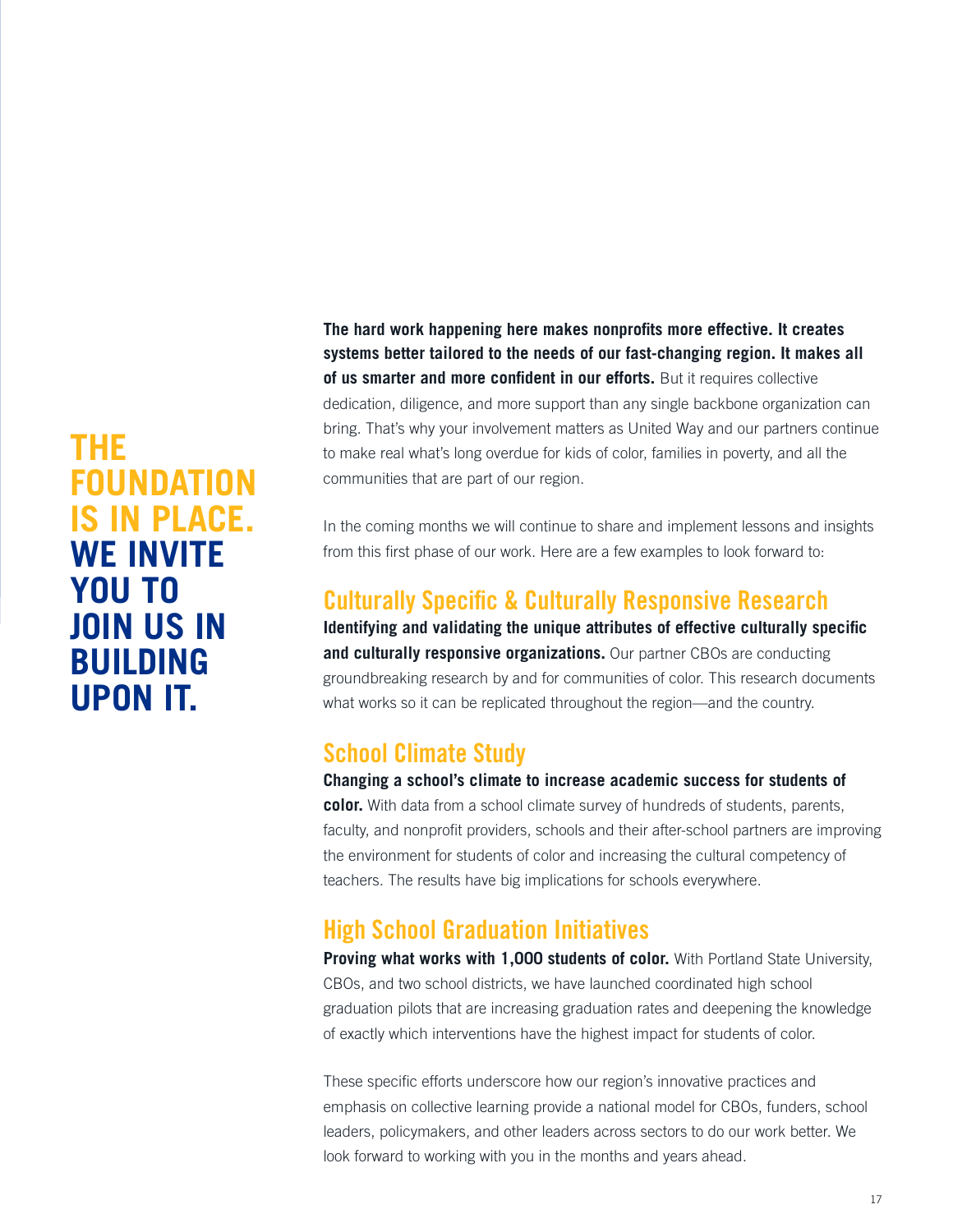# THE FOUNDATION IS IN PLACE. WE INVITE YOU TO JOIN US IN BUILDING UPON IT.

**The hard work happening here makes nonprofits more effective. It creates systems better tailored to the needs of our fast-changing region. It makes all of us smarter and more confident in our efforts.** But it requires collective dedication, diligence, and more support than any single backbone organization can bring. That's why your involvement matters as United Way and our partners continue to make real what's long overdue for kids of color, families in poverty, and all the communities that are part of our region.

In the coming months we will continue to share and implement lessons and insights from this first phase of our work. Here are a few examples to look forward to:

## Culturally Specific & Culturally Responsive Research

**Identifying and validating the unique attributes of effective culturally specific and culturally responsive organizations.** Our partner CBOs are conducting groundbreaking research by and for communities of color. This research documents what works so it can be replicated throughout the region—and the country.

## School Climate Study

**Changing a school's climate to increase academic success for students of color.** With data from a school climate survey of hundreds of students, parents, faculty, and nonprofit providers, schools and their after-school partners are improving the environment for students of color and increasing the cultural competency of teachers. The results have big implications for schools everywhere.

## High School Graduation Initiatives

**Proving what works with 1,000 students of color.** With Portland State University, CBOs, and two school districts, we have launched coordinated high school graduation pilots that are increasing graduation rates and deepening the knowledge of exactly which interventions have the highest impact for students of color.

These specific efforts underscore how our region's innovative practices and emphasis on collective learning provide a national model for CBOs, funders, school leaders, policymakers, and other leaders across sectors to do our work better. We look forward to working with you in the months and years ahead.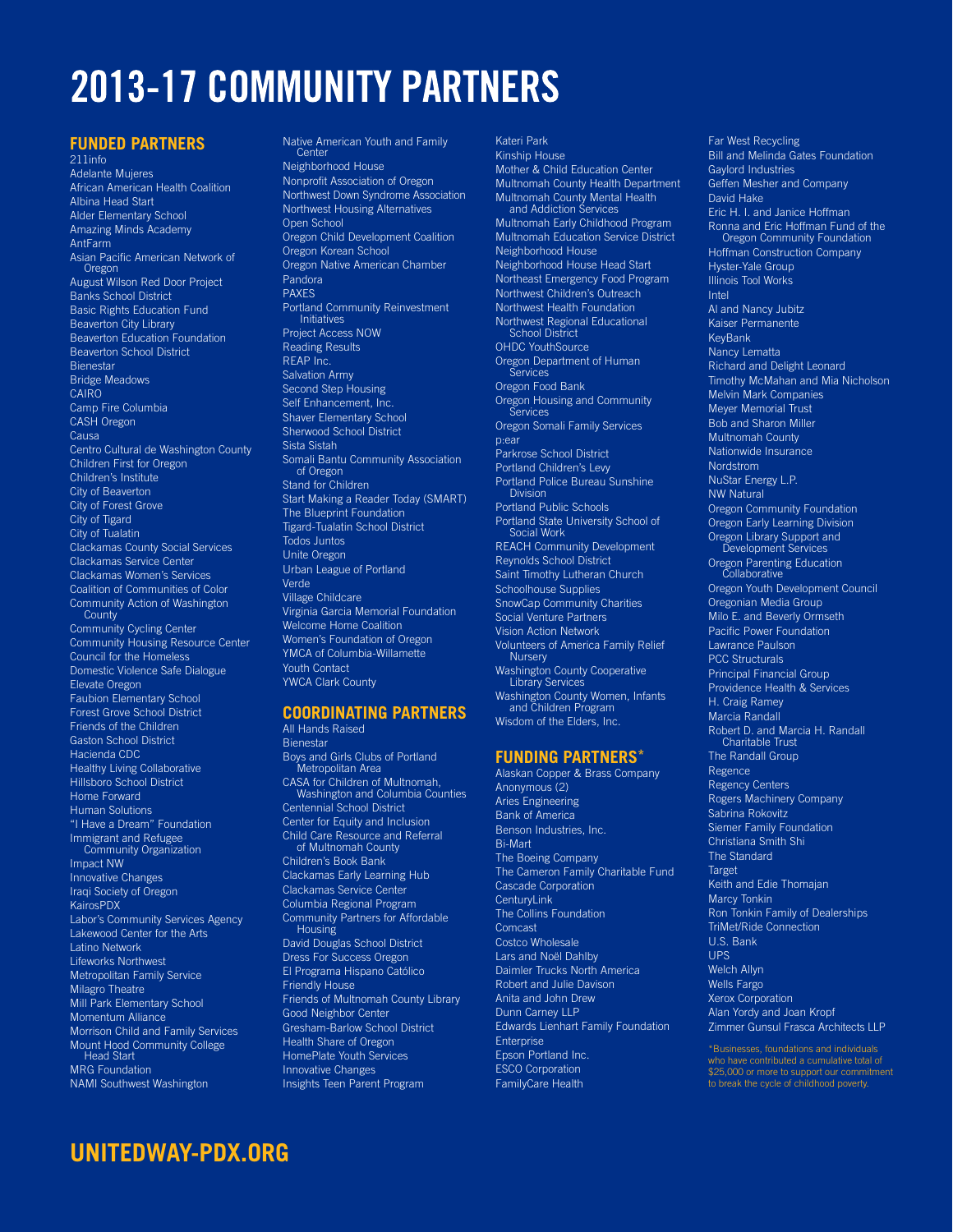# 2013-17 COMMUNITY PARTNERS

## FUNDED PARTNERS

211info
Adelante Mujeres
African American Health Coalition
Albina Head Start
Alder Elementary School
Amazing Minds Academy
AntFarm
Asian Pacific American Network of Oregon
August Wilson Red Door Project
Banks School District
Basic Rights Education Fund
Beaverton City Library
Beaverton Education Foundation
Beaverton School District
Bienestar
Bridge Meadows
CAIRO
Camp Fire Columbia
CASH Oregon
Causa
Centro Cultural de Washington County
Children First for Oregon
Children's Institute
City of Beaverton
City of Forest Grove
City of Tigard
City of Tualatin
Clackamas County Social Services
Clackamas Service Center
Clackamas Women's Services
Coalition of Communities of Color
Community Action of Washington County
Community Cycling Center
Community Housing Resource Center
Council for the Homeless
Domestic Violence Safe Dialogue
Elevate Oregon
Faubion Elementary School
Forest Grove School District
Friends of the Children
Gaston School District
Hacienda CDC
Healthy Living Collaborative
Hillsboro School District
Home Forward
Human Solutions
"I Have a Dream" Foundation
Immigrant and Refugee Community Organization
Impact NW
Innovative Changes
Iraqi Society of Oregon
KairosPDX
Labor's Community Services Agency
Lakewood Center for the Arts
Latino Network
Lifeworks Northwest
Metropolitan Family Service
Milagro Theatre
Mill Park Elementary School
Momentum Alliance
Morrison Child and Family Services
Mount Hood Community College Head Start
MRG Foundation
NAMI Southwest Washington
Native American Youth and Family Center
Neighborhood House
Nonprofit Association of Oregon
Northwest Down Syndrome Association
Northwest Housing Alternatives
Open School
Oregon Child Development Coalition
Oregon Korean School
Oregon Native American Chamber
Pandora
PAXES
Portland Community Reinvestment Initiatives
Project Access NOW
Reading Results
REAP Inc.
Salvation Army
Second Step Housing
Self Enhancement, Inc.
Shaver Elementary School
Sherwood School District
Sista Sistah
Somali Bantu Community Association of Oregon
Stand for Children
Start Making a Reader Today (SMART)
The Blueprint Foundation
Tigard-Tualatin School District
Todos Juntos
Unite Oregon
Urban League of Portland
Verde
Village Childcare
Virginia Garcia Memorial Foundation
Welcome Home Coalition
Women's Foundation of Oregon
YMCA of Columbia-Willamette
Youth Contact
YWCA Clark County

## COORDINATING PARTNERS

All Hands Raised
Bienestar
Boys and Girls Clubs of Portland Metropolitan Area
CASA for Children of Multnomah, Washington and Columbia Counties
Centennial School District
Center for Equity and Inclusion
Child Care Resource and Referral of Multnomah County
Children's Book Bank
Clackamas Early Learning Hub
Clackamas Service Center
Columbia Regional Program
Community Partners for Affordable Housing
David Douglas School District
Dress For Success Oregon
El Programa Hispano Católico
Friendly House
Friends of Multnomah County Library
Good Neighbor Center
Gresham-Barlow School District
Health Share of Oregon
HomePlate Youth Services
Innovative Changes
Insights Teen Parent Program
Kateri Park
Kinship House
Mother & Child Education Center
Multnomah County Health Department
Multnomah County Mental Health and Addiction Services
Multnomah Early Childhood Program
Multnomah Education Service District
Neighborhood House
Neighborhood House Head Start
Northeast Emergency Food Program
Northwest Children's Outreach
Northwest Health Foundation
Northwest Regional Educational School District
OHDC YouthSource
Oregon Department of Human Services
Oregon Food Bank
Oregon Housing and Community Services
Oregon Somali Family Services
p:ear
Parkrose School District
Portland Children's Levy
Portland Police Bureau Sunshine Division
Portland Public Schools
Portland State University School of Social Work
REACH Community Development
Reynolds School District
Saint Timothy Lutheran Church
Schoolhouse Supplies
SnowCap Community Charities
Social Venture Partners
Vision Action Network
Volunteers of America Family Relief Nursery
Washington County Cooperative Library Services
Washington County Women, Infants and Children Program
Wisdom of the Elders, Inc.

## FUNDING PARTNERS*

Alaskan Copper & Brass Company
Anonymous (2)
Aries Engineering
Bank of America
Benson Industries, Inc.
Bi-Mart
The Boeing Company
The Cameron Family Charitable Fund
Cascade Corporation
CenturyLink
The Collins Foundation
Comcast
Costco Wholesale
Lars and Noël Dahlby
Daimler Trucks North America
Robert and Julie Davison
Anita and John Drew
Dunn Carney LLP
Edwards Lienhart Family Foundation
Enterprise
Epson Portland Inc.
ESCO Corporation
FamilyCare Health
Far West Recycling
Bill and Melinda Gates Foundation
Gaylord Industries
Geffen Mesher and Company
David Hake
Eric H. I. and Janice Hoffman
Ronna and Eric Hoffman Fund of the Oregon Community Foundation
Hoffman Construction Company
Hyster-Yale Group
Illinois Tool Works
Intel
Al and Nancy Jubitz
Kaiser Permanente
KeyBank
Nancy Lematta
Richard and Delight Leonard
Timothy McMahan and Mia Nicholson
Melvin Mark Companies
Meyer Memorial Trust
Bob and Sharon Miller
Multnomah County
Nationwide Insurance
Nordstrom
NuStar Energy L.P.
NW Natural
Oregon Community Foundation
Oregon Early Learning Division
Oregon Library Support and Development Services
Oregon Parenting Education Collaborative
Oregon Youth Development Council
Oregonian Media Group
Milo E. and Beverly Ormseth
Pacific Power Foundation
Lawrance Paulson
PCC Structurals
Principal Financial Group
Providence Health & Services
H. Craig Ramey
Marcia Randall
Robert D. and Marcia H. Randall Charitable Trust
The Randall Group
Regence
Regency Centers
Rogers Machinery Company
Sabrina Rokovitz
Siemer Family Foundation
Christiana Smith Shi
The Standard
Target
Keith and Edie Thomajan
Marcy Tonkin
Ron Tonkin Family of Dealerships
TriMet/Ride Connection
U.S. Bank
UPS
Welch Allyn
Wells Fargo
Xerox Corporation
Alan Yordy and Joan Kropf
Zimmer Gunsul Frasca Architects LLP

*Businesses, foundations and individuals who have contributed a cumulative total of $25,000 or more to support our commitment to break the cycle of childhood poverty.

**UNITEDWAY-PDX.ORG**